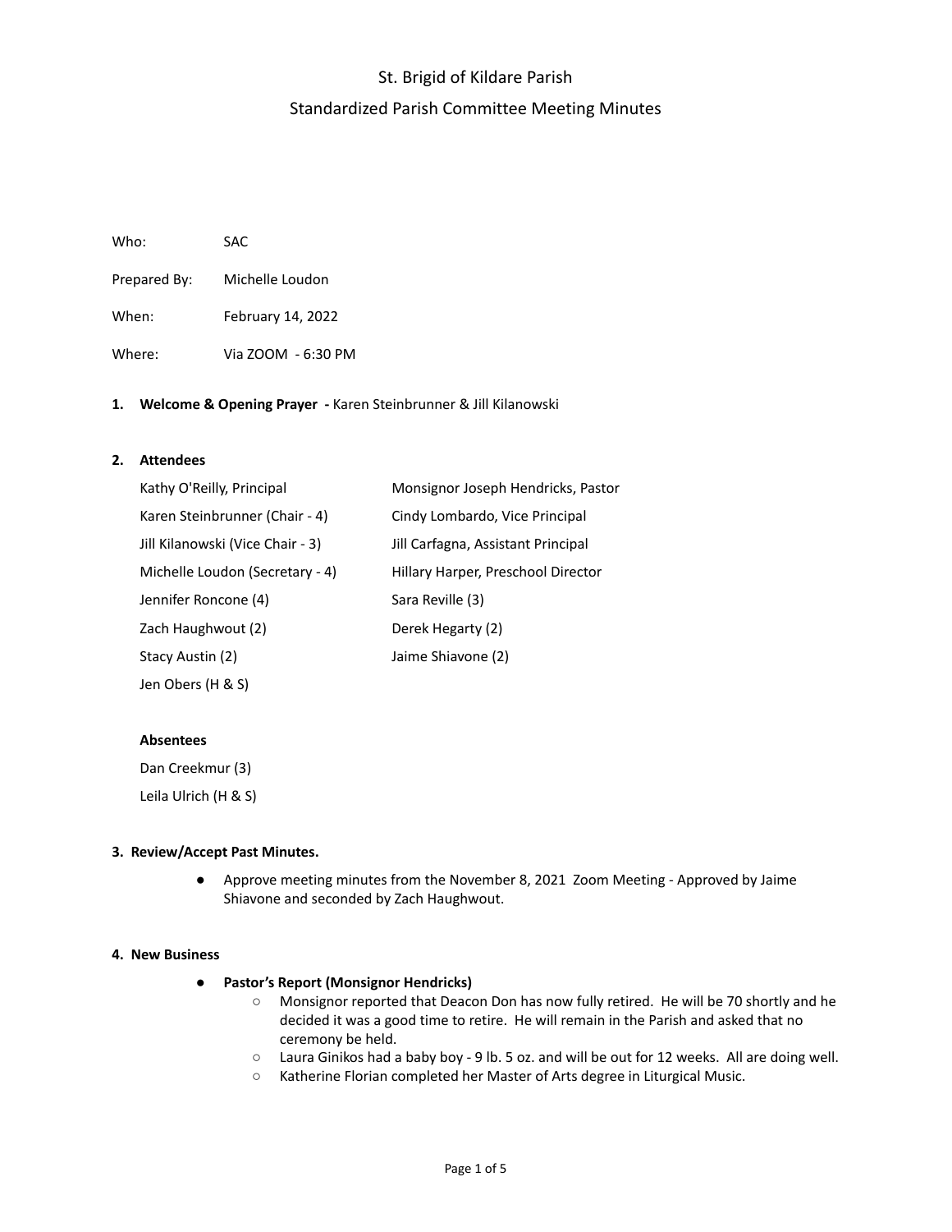# St. Brigid of Kildare Parish

## Standardized Parish Committee Meeting Minutes

Who: SAC

Prepared By: Michelle Loudon

When: February 14, 2022

Where: Via ZOOM - 6:30 PM

**1. Welcome & Opening Prayer -** Karen Steinbrunner & Jill Kilanowski

**2. Attendees**

Kathy O'Reilly, Principal

Karen Steinbrunner (Chair - 4)

Jill Kilanowski (Vice Chair - 3)

Michelle Loudon (Secretary - 4)

Jennifer Roncone (4)

Zach Haughwout (2)

Stacy Austin (2)

Jen Obers (H & S)

Monsignor Joseph Hendricks, Pastor

Cindy Lombardo, Vice Principal

Jill Carfagna, Assistant Principal

Hillary Harper, Preschool Director

Sara Reville (3)

Derek Hegarty (2)

Jaime Shiavone (2)

**Absentees**

Dan Creekmur (3)

Leila Ulrich (H & S)

**3. Review/Accept Past Minutes.**

- Approve meeting minutes from the November 8, 2021 Zoom Meeting - Approved by Jaime Shiavone and seconded by Zach Haughwout.

**4. New Business**

- **Pastor's Report (Monsignor Hendricks)**
  - Monsignor reported that Deacon Don has now fully retired. He will be 70 shortly and he decided it was a good time to retire. He will remain in the Parish and asked that no ceremony be held.
  - Laura Ginikos had a baby boy - 9 lb. 5 oz. and will be out for 12 weeks. All are doing well.
  - Katherine Florian completed her Master of Arts degree in Liturgical Music.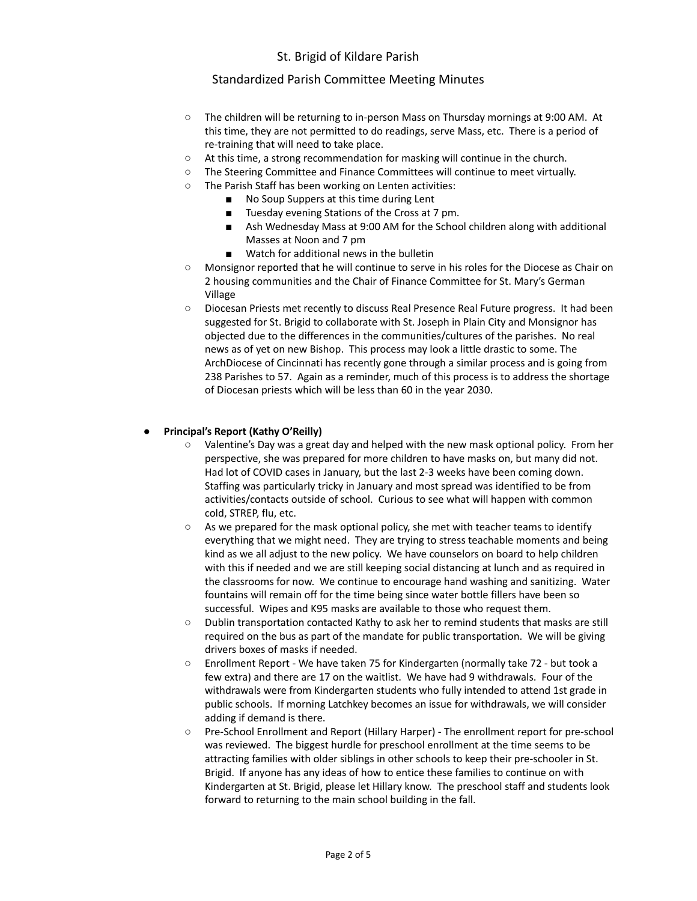- The children will be returning to in-person Mass on Thursday mornings at 9:00 AM. At this time, they are not permitted to do readings, serve Mass, etc. There is a period of re-training that will need to take place.
- At this time, a strong recommendation for masking will continue in the church.
- The Steering Committee and Finance Committees will continue to meet virtually.
- The Parish Staff has been working on Lenten activities:
    - No Soup Suppers at this time during Lent
    - Tuesday evening Stations of the Cross at 7 pm.
    - Ash Wednesday Mass at 9:00 AM for the School children along with additional Masses at Noon and 7 pm
    - Watch for additional news in the bulletin
- Monsignor reported that he will continue to serve in his roles for the Diocese as Chair on 2 housing communities and the Chair of Finance Committee for St. Mary's German Village
- Diocesan Priests met recently to discuss Real Presence Real Future progress. It had been suggested for St. Brigid to collaborate with St. Joseph in Plain City and Monsignor has objected due to the differences in the communities/cultures of the parishes. No real news as of yet on new Bishop. This process may look a little drastic to some. The ArchDiocese of Cincinnati has recently gone through a similar process and is going from 238 Parishes to 57. Again as a reminder, much of this process is to address the shortage of Diocesan priests which will be less than 60 in the year 2030.

- **Principal's Report (Kathy O'Reilly)**
    - Valentine's Day was a great day and helped with the new mask optional policy. From her perspective, she was prepared for more children to have masks on, but many did not. Had lot of COVID cases in January, but the last 2-3 weeks have been coming down. Staffing was particularly tricky in January and most spread was identified to be from activities/contacts outside of school. Curious to see what will happen with common cold, STREP, flu, etc.
    - As we prepared for the mask optional policy, she met with teacher teams to identify everything that we might need. They are trying to stress teachable moments and being kind as we all adjust to the new policy. We have counselors on board to help children with this if needed and we are still keeping social distancing at lunch and as required in the classrooms for now. We continue to encourage hand washing and sanitizing. Water fountains will remain off for the time being since water bottle fillers have been so successful. Wipes and K95 masks are available to those who request them.
    - Dublin transportation contacted Kathy to ask her to remind students that masks are still required on the bus as part of the mandate for public transportation. We will be giving drivers boxes of masks if needed.
    - Enrollment Report - We have taken 75 for Kindergarten (normally take 72 - but took a few extra) and there are 17 on the waitlist. We have had 9 withdrawals. Four of the withdrawals were from Kindergarten students who fully intended to attend 1st grade in public schools. If morning Latchkey becomes an issue for withdrawals, we will consider adding if demand is there.
    - Pre-School Enrollment and Report (Hillary Harper) - The enrollment report for pre-school was reviewed. The biggest hurdle for preschool enrollment at the time seems to be attracting families with older siblings in other schools to keep their pre-schooler in St. Brigid. If anyone has any ideas of how to entice these families to continue on with Kindergarten at St. Brigid, please let Hillary know. The preschool staff and students look forward to returning to the main school building in the fall.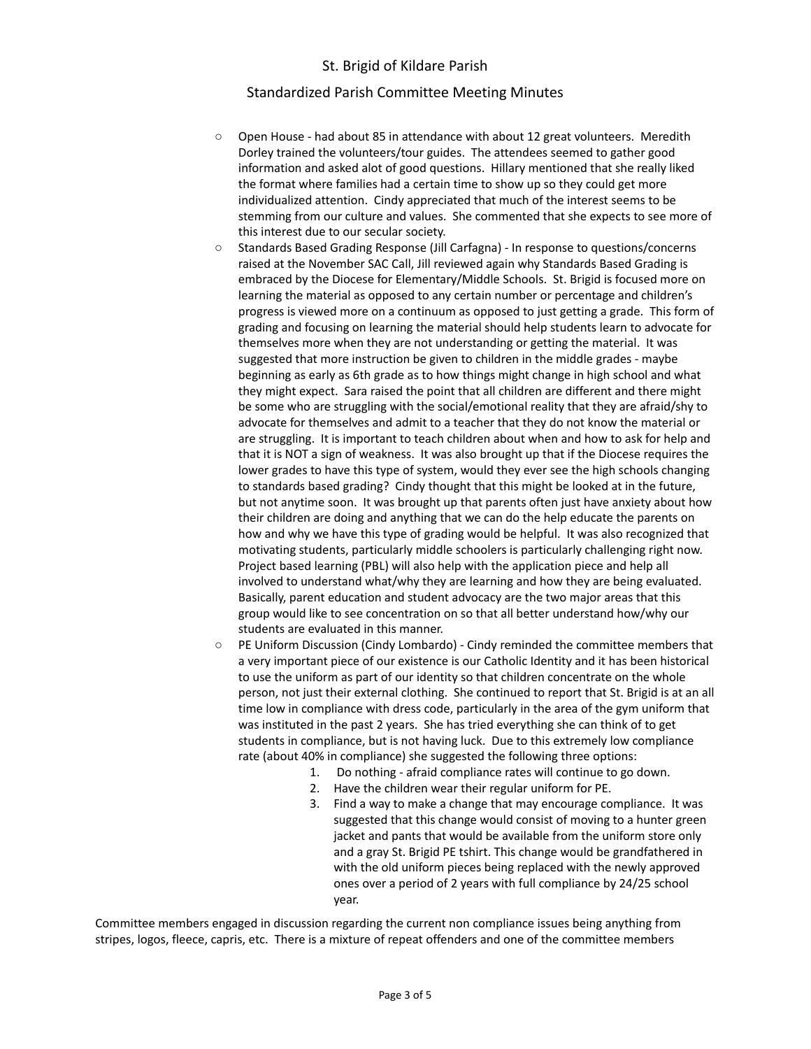St. Brigid of Kildare Parish

Standardized Parish Committee Meeting Minutes

- Open House - had about 85 in attendance with about 12 great volunteers. Meredith Dorley trained the volunteers/tour guides. The attendees seemed to gather good information and asked alot of good questions. Hillary mentioned that she really liked the format where families had a certain time to show up so they could get more individualized attention. Cindy appreciated that much of the interest seems to be stemming from our culture and values. She commented that she expects to see more of this interest due to our secular society.
- Standards Based Grading Response (Jill Carfagna) - In response to questions/concerns raised at the November SAC Call, Jill reviewed again why Standards Based Grading is embraced by the Diocese for Elementary/Middle Schools. St. Brigid is focused more on learning the material as opposed to any certain number or percentage and children's progress is viewed more on a continuum as opposed to just getting a grade. This form of grading and focusing on learning the material should help students learn to advocate for themselves more when they are not understanding or getting the material. It was suggested that more instruction be given to children in the middle grades - maybe beginning as early as 6th grade as to how things might change in high school and what they might expect. Sara raised the point that all children are different and there might be some who are struggling with the social/emotional reality that they are afraid/shy to advocate for themselves and admit to a teacher that they do not know the material or are struggling. It is important to teach children about when and how to ask for help and that it is NOT a sign of weakness. It was also brought up that if the Diocese requires the lower grades to have this type of system, would they ever see the high schools changing to standards based grading? Cindy thought that this might be looked at in the future, but not anytime soon. It was brought up that parents often just have anxiety about how their children are doing and anything that we can do the help educate the parents on how and why we have this type of grading would be helpful. It was also recognized that motivating students, particularly middle schoolers is particularly challenging right now. Project based learning (PBL) will also help with the application piece and help all involved to understand what/why they are learning and how they are being evaluated. Basically, parent education and student advocacy are the two major areas that this group would like to see concentration on so that all better understand how/why our students are evaluated in this manner.
- PE Uniform Discussion (Cindy Lombardo) - Cindy reminded the committee members that a very important piece of our existence is our Catholic Identity and it has been historical to use the uniform as part of our identity so that children concentrate on the whole person, not just their external clothing. She continued to report that St. Brigid is at an all time low in compliance with dress code, particularly in the area of the gym uniform that was instituted in the past 2 years. She has tried everything she can think of to get students in compliance, but is not having luck. Due to this extremely low compliance rate (about 40% in compliance) she suggested the following three options:
  1. Do nothing - afraid compliance rates will continue to go down.
  2. Have the children wear their regular uniform for PE.
  3. Find a way to make a change that may encourage compliance. It was suggested that this change would consist of moving to a hunter green jacket and pants that would be available from the uniform store only and a gray St. Brigid PE tshirt. This change would be grandfathered in with the old uniform pieces being replaced with the newly approved ones over a period of 2 years with full compliance by 24/25 school year.

Committee members engaged in discussion regarding the current non compliance issues being anything from stripes, logos, fleece, capris, etc. There is a mixture of repeat offenders and one of the committee members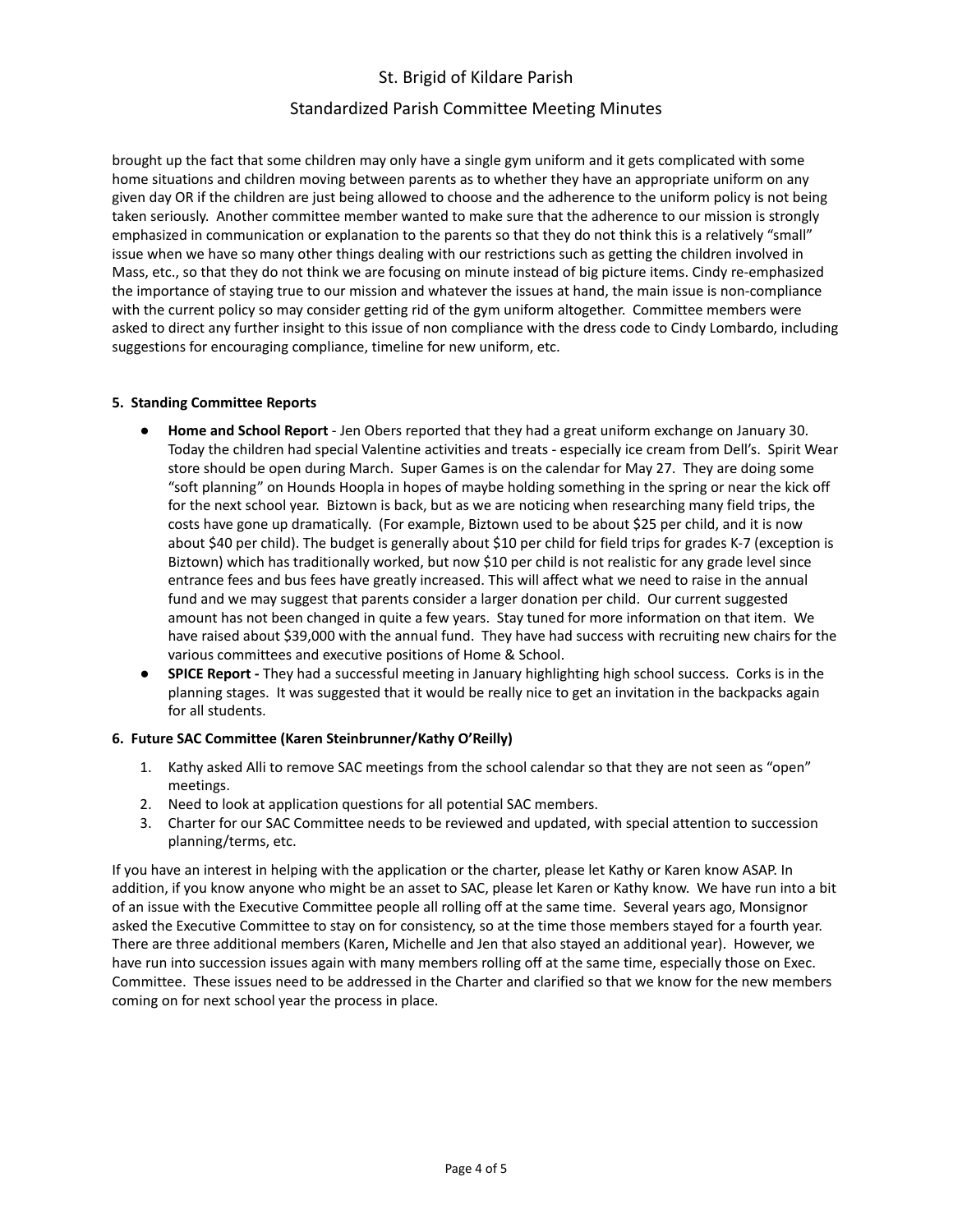brought up the fact that some children may only have a single gym uniform and it gets complicated with some home situations and children moving between parents as to whether they have an appropriate uniform on any given day OR if the children are just being allowed to choose and the adherence to the uniform policy is not being taken seriously. Another committee member wanted to make sure that the adherence to our mission is strongly emphasized in communication or explanation to the parents so that they do not think this is a relatively "small" issue when we have so many other things dealing with our restrictions such as getting the children involved in Mass, etc., so that they do not think we are focusing on minute instead of big picture items. Cindy re-emphasized the importance of staying true to our mission and whatever the issues at hand, the main issue is non-compliance with the current policy so may consider getting rid of the gym uniform altogether. Committee members were asked to direct any further insight to this issue of non compliance with the dress code to Cindy Lombardo, including suggestions for encouraging compliance, timeline for new uniform, etc.

**5. Standing Committee Reports**

- **Home and School Report** - Jen Obers reported that they had a great uniform exchange on January 30. Today the children had special Valentine activities and treats - especially ice cream from Dell's. Spirit Wear store should be open during March. Super Games is on the calendar for May 27. They are doing some "soft planning" on Hounds Hoopla in hopes of maybe holding something in the spring or near the kick off for the next school year. Biztown is back, but as we are noticing when researching many field trips, the costs have gone up dramatically. (For example, Biztown used to be about $25 per child, and it is now about $40 per child). The budget is generally about $10 per child for field trips for grades K-7 (exception is Biztown) which has traditionally worked, but now $10 per child is not realistic for any grade level since entrance fees and bus fees have greatly increased. This will affect what we need to raise in the annual fund and we may suggest that parents consider a larger donation per child. Our current suggested amount has not been changed in quite a few years. Stay tuned for more information on that item. We have raised about $39,000 with the annual fund. They have had success with recruiting new chairs for the various committees and executive positions of Home & School.
- **SPICE Report -** They had a successful meeting in January highlighting high school success. Corks is in the planning stages. It was suggested that it would be really nice to get an invitation in the backpacks again for all students.

**6. Future SAC Committee (Karen Steinbrunner/Kathy O'Reilly)**

1. Kathy asked Alli to remove SAC meetings from the school calendar so that they are not seen as "open" meetings.
2. Need to look at application questions for all potential SAC members.
3. Charter for our SAC Committee needs to be reviewed and updated, with special attention to succession planning/terms, etc.

If you have an interest in helping with the application or the charter, please let Kathy or Karen know ASAP. In addition, if you know anyone who might be an asset to SAC, please let Karen or Kathy know. We have run into a bit of an issue with the Executive Committee people all rolling off at the same time. Several years ago, Monsignor asked the Executive Committee to stay on for consistency, so at the time those members stayed for a fourth year. There are three additional members (Karen, Michelle and Jen that also stayed an additional year). However, we have run into succession issues again with many members rolling off at the same time, especially those on Exec. Committee. These issues need to be addressed in the Charter and clarified so that we know for the new members coming on for next school year the process in place.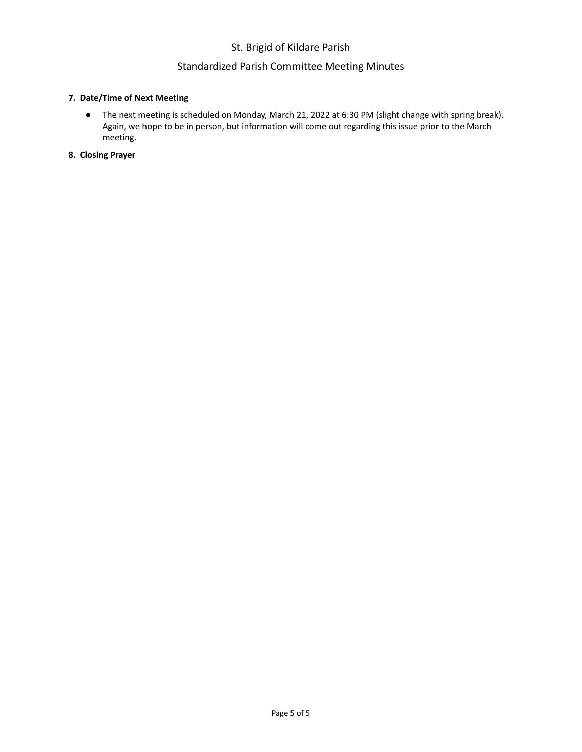**7. Date/Time of Next Meeting**

- The next meeting is scheduled on Monday, March 21, 2022 at 6:30 PM (slight change with spring break). Again, we hope to be in person, but information will come out regarding this issue prior to the March meeting.

**8. Closing Prayer**